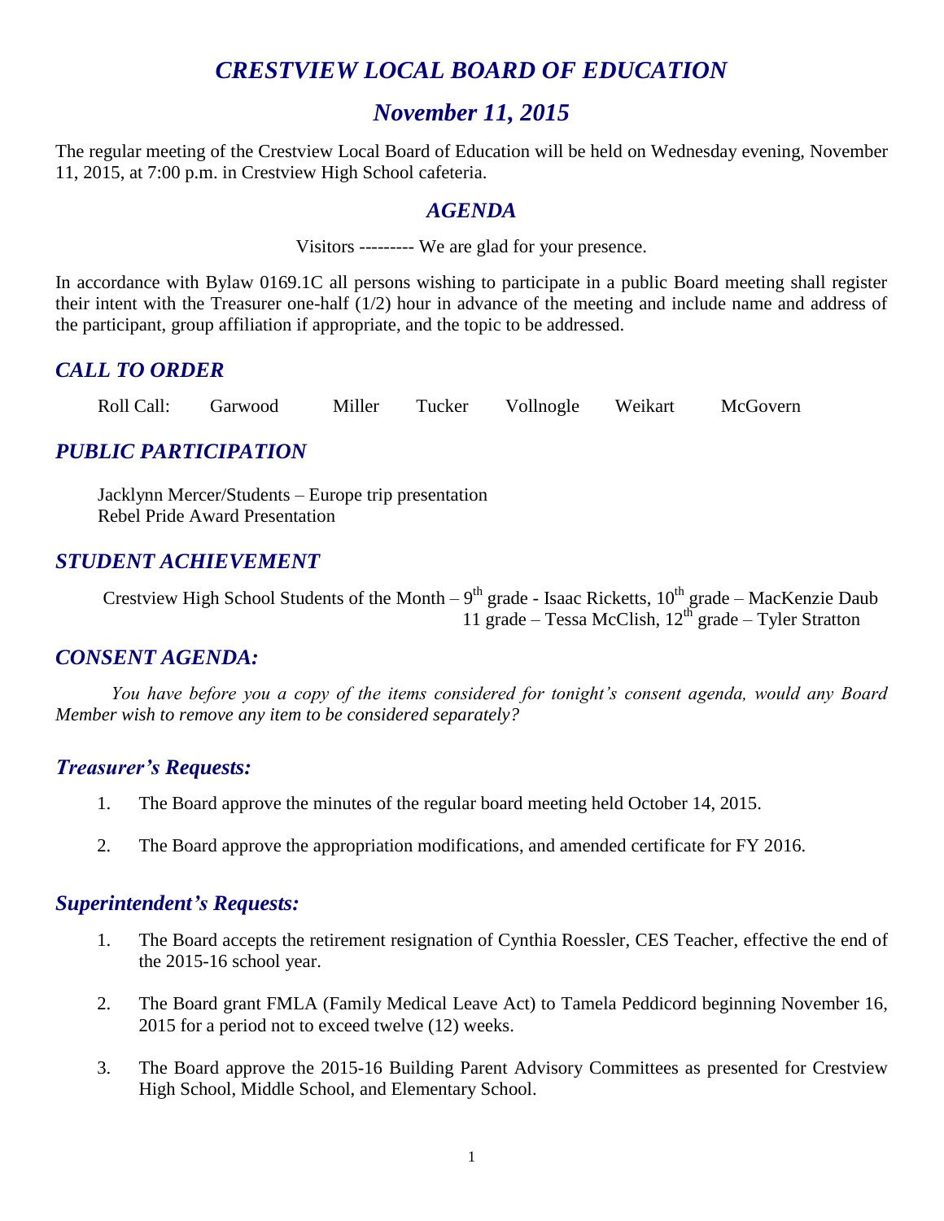# *CRESTVIEW LOCAL BOARD OF EDUCATION*

## *November 11, 2015*

The regular meeting of the Crestview Local Board of Education will be held on Wednesday evening, November 11, 2015, at 7:00 p.m. in Crestview High School cafeteria.

### *AGENDA*

Visitors --------- We are glad for your presence.

In accordance with Bylaw 0169.1C all persons wishing to participate in a public Board meeting shall register their intent with the Treasurer one-half (1/2) hour in advance of the meeting and include name and address of the participant, group affiliation if appropriate, and the topic to be addressed.

### *CALL TO ORDER*

Roll Call: Garwood Miller Tucker Vollnogle Weikart McGovern

### *PUBLIC PARTICIPATION*

Jacklynn Mercer/Students – Europe trip presentation
Rebel Pride Award Presentation

### *STUDENT ACHIEVEMENT*

Crestview High School Students of the Month – 9th grade - Isaac Ricketts, 10th grade – MacKenzie Daub
11 grade – Tessa McClish, 12th grade – Tyler Stratton

### *CONSENT AGENDA:*

*You have before you a copy of the items considered for tonight's consent agenda, would any Board Member wish to remove any item to be considered separately?*

### *Treasurer's Requests:*

1. The Board approve the minutes of the regular board meeting held October 14, 2015.

2. The Board approve the appropriation modifications, and amended certificate for FY 2016.

### *Superintendent's Requests:*

1. The Board accepts the retirement resignation of Cynthia Roessler, CES Teacher, effective the end of the 2015-16 school year.

2. The Board grant FMLA (Family Medical Leave Act) to Tamela Peddicord beginning November 16, 2015 for a period not to exceed twelve (12) weeks.

3. The Board approve the 2015-16 Building Parent Advisory Committees as presented for Crestview High School, Middle School, and Elementary School.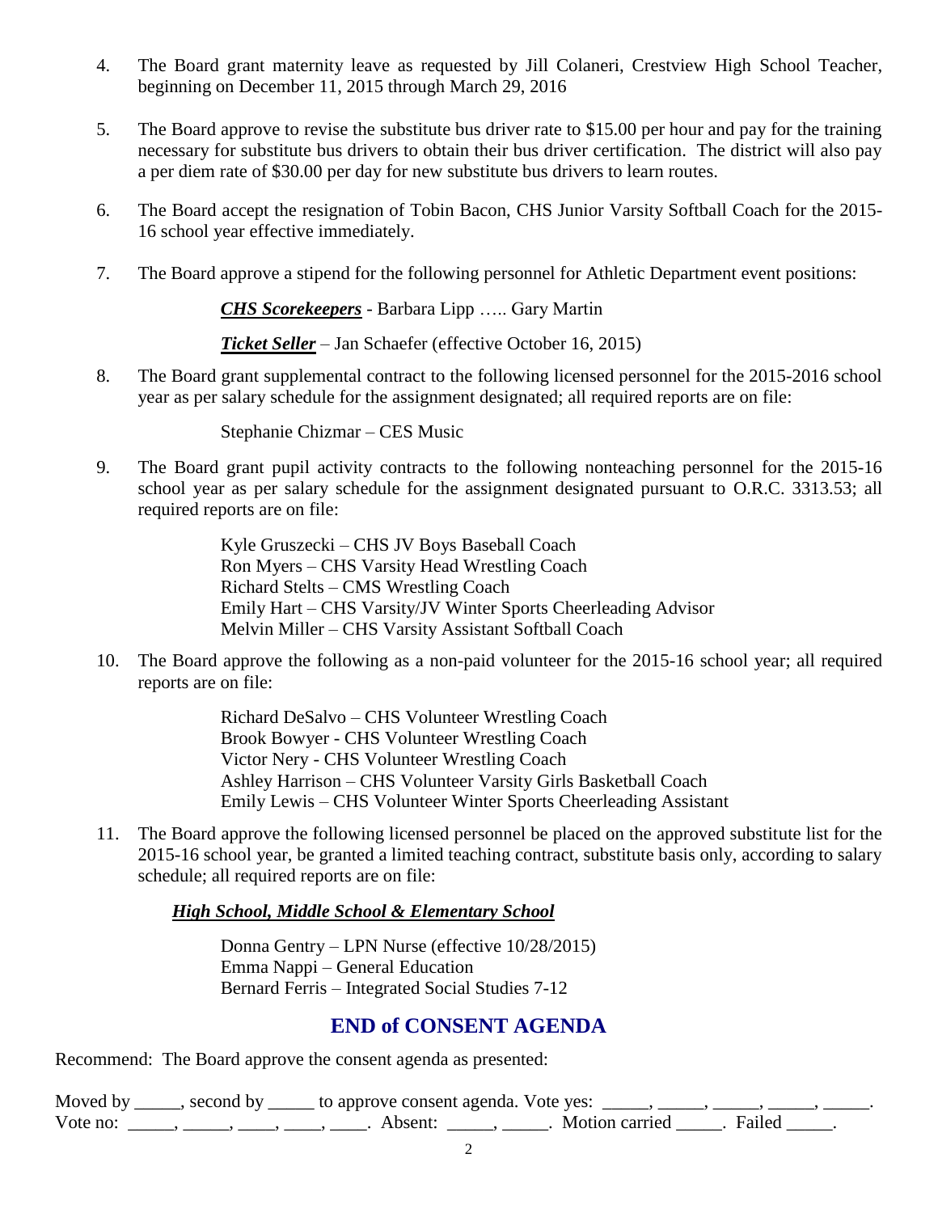4. The Board grant maternity leave as requested by Jill Colaneri, Crestview High School Teacher, beginning on December 11, 2015 through March 29, 2016

5. The Board approve to revise the substitute bus driver rate to $15.00 per hour and pay for the training necessary for substitute bus drivers to obtain their bus driver certification. The district will also pay a per diem rate of $30.00 per day for new substitute bus drivers to learn routes.

6. The Board accept the resignation of Tobin Bacon, CHS Junior Varsity Softball Coach for the 2015-16 school year effective immediately.

7. The Board approve a stipend for the following personnel for Athletic Department event positions:

   ***CHS Scorekeepers*** - Barbara Lipp ….. Gary Martin

   ***Ticket Seller*** – Jan Schaefer (effective October 16, 2015)

8. The Board grant supplemental contract to the following licensed personnel for the 2015-2016 school year as per salary schedule for the assignment designated; all required reports are on file:

   Stephanie Chizmar – CES Music

9. The Board grant pupil activity contracts to the following nonteaching personnel for the 2015-16 school year as per salary schedule for the assignment designated pursuant to O.R.C. 3313.53; all required reports are on file:

   Kyle Gruszecki – CHS JV Boys Baseball Coach
   Ron Myers – CHS Varsity Head Wrestling Coach
   Richard Stelts – CMS Wrestling Coach
   Emily Hart – CHS Varsity/JV Winter Sports Cheerleading Advisor
   Melvin Miller – CHS Varsity Assistant Softball Coach

10. The Board approve the following as a non-paid volunteer for the 2015-16 school year; all required reports are on file:

    Richard DeSalvo – CHS Volunteer Wrestling Coach
    Brook Bowyer - CHS Volunteer Wrestling Coach
    Victor Nery - CHS Volunteer Wrestling Coach
    Ashley Harrison – CHS Volunteer Varsity Girls Basketball Coach
    Emily Lewis – CHS Volunteer Winter Sports Cheerleading Assistant

11. The Board approve the following licensed personnel be placed on the approved substitute list for the 2015-16 school year, be granted a limited teaching contract, substitute basis only, according to salary schedule; all required reports are on file:

    ***High School, Middle School & Elementary School***

    Donna Gentry – LPN Nurse (effective 10/28/2015)
    Emma Nappi – General Education
    Bernard Ferris – Integrated Social Studies 7-12

## END of CONSENT AGENDA

Recommend: The Board approve the consent agenda as presented:

Moved by _____, second by _____ to approve consent agenda. Vote yes: _____, _____, _____, _____, _____.
Vote no: _____, _____, ____, ____, ____. Absent: _____, _____. Motion carried _____. Failed _____.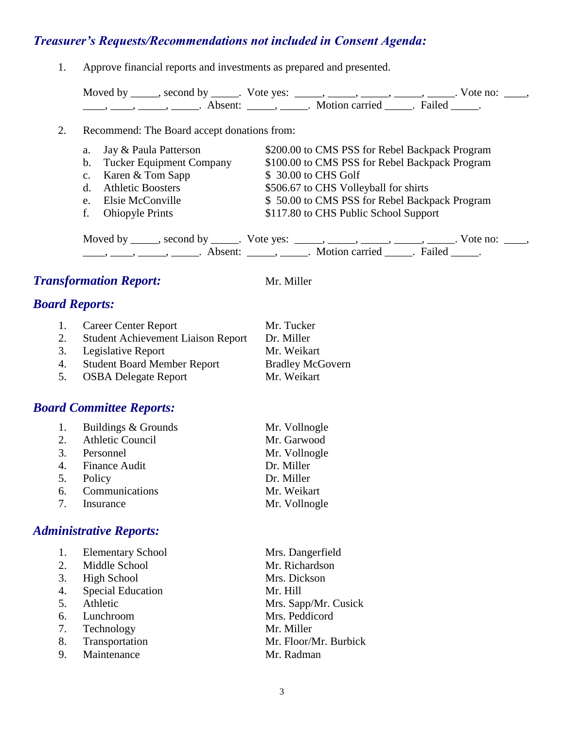## *Treasurer's Requests/Recommendations not included in Consent Agenda:*

1. Approve financial reports and investments as prepared and presented.

   Moved by _____, second by _____. Vote yes: _____, _____, _____, _____, _____. Vote no: ____, ____, ____, _____, _____. Absent: _____, _____. Motion carried _____. Failed _____.

2. Recommend: The Board accept donations from:

   | | | |
   |---|---|---|
   | a. | Jay & Paula Patterson | $200.00 to CMS PSS for Rebel Backpack Program |
   | b. | Tucker Equipment Company | $100.00 to CMS PSS for Rebel Backpack Program |
   | c. | Karen & Tom Sapp | $ 30.00 to CHS Golf |
   | d. | Athletic Boosters | $506.67 to CHS Volleyball for shirts |
   | e. | Elsie McConville | $ 50.00 to CMS PSS for Rebel Backpack Program |
   | f. | Ohiopyle Prints | $117.80 to CHS Public School Support |

   Moved by _____, second by _____. Vote yes: _____, _____, _____, _____, _____. Vote no: ____, ____, ____, _____, _____. Absent: _____, _____. Motion carried _____. Failed _____.

## *Transformation Report:* Mr. Miller

## *Board Reports:*

| | | |
|---|---|---|
| 1. | Career Center Report | Mr. Tucker |
| 2. | Student Achievement Liaison Report | Dr. Miller |
| 3. | Legislative Report | Mr. Weikart |
| 4. | Student Board Member Report | Bradley McGovern |
| 5. | OSBA Delegate Report | Mr. Weikart |

## *Board Committee Reports:*

| | | |
|---|---|---|
| 1. | Buildings & Grounds | Mr. Vollnogle |
| 2. | Athletic Council | Mr. Garwood |
| 3. | Personnel | Mr. Vollnogle |
| 4. | Finance Audit | Dr. Miller |
| 5. | Policy | Dr. Miller |
| 6. | Communications | Mr. Weikart |
| 7. | Insurance | Mr. Vollnogle |

## *Administrative Reports:*

| | | |
|---|---|---|
| 1. | Elementary School | Mrs. Dangerfield |
| 2. | Middle School | Mr. Richardson |
| 3. | High School | Mrs. Dickson |
| 4. | Special Education | Mr. Hill |
| 5. | Athletic | Mrs. Sapp/Mr. Cusick |
| 6. | Lunchroom | Mrs. Peddicord |
| 7. | Technology | Mr. Miller |
| 8. | Transportation | Mr. Floor/Mr. Burbick |
| 9. | Maintenance | Mr. Radman |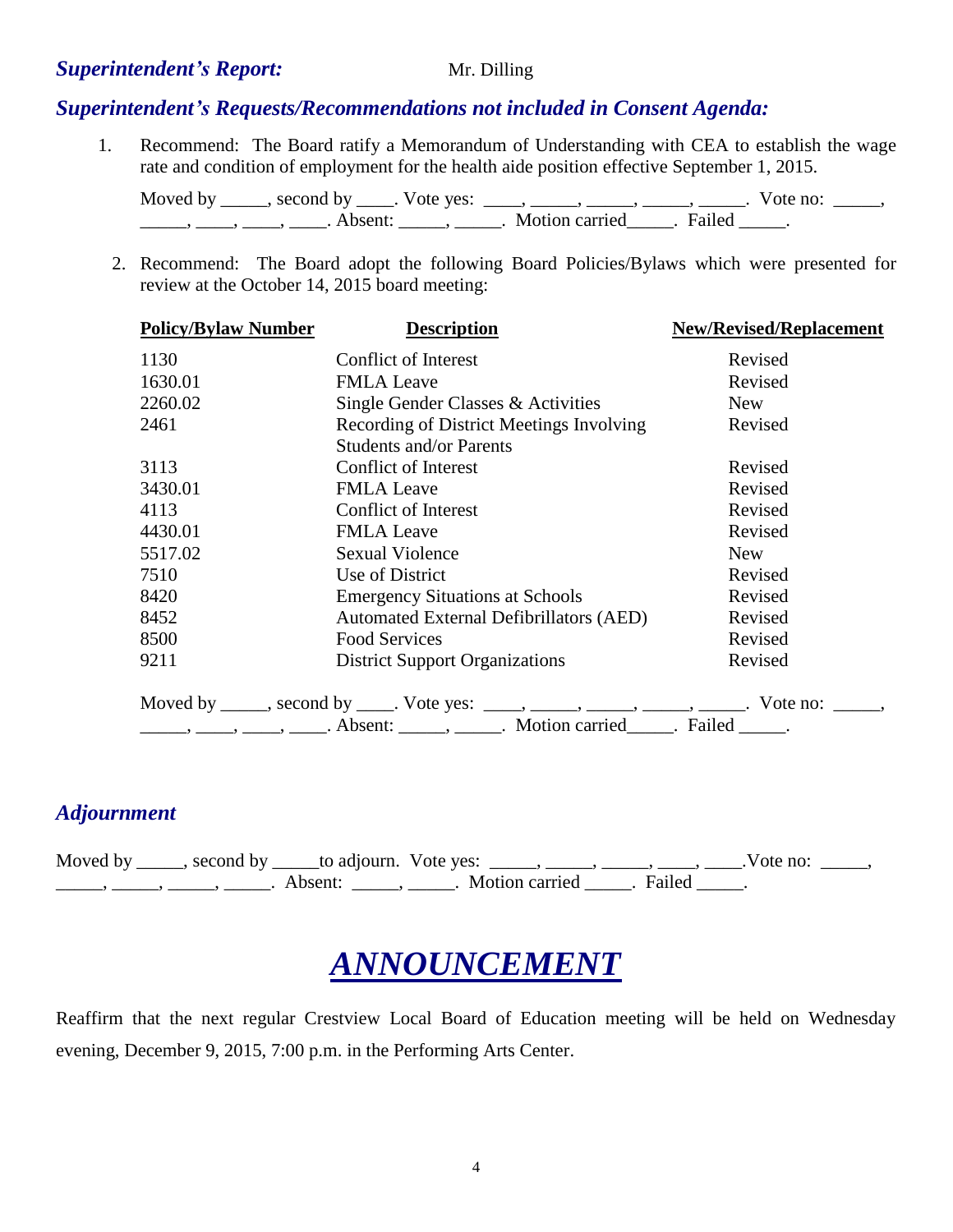## ***Superintendent's Report:*** Mr. Dilling

## ***Superintendent's Requests/Recommendations not included in Consent Agenda:***

1. Recommend: The Board ratify a Memorandum of Understanding with CEA to establish the wage rate and condition of employment for the health aide position effective September 1, 2015.

   Moved by _____, second by ____. Vote yes: ____, _____, _____, _____, _____. Vote no: _____, _____, ____, ____, ____. Absent: _____, _____. Motion carried_____. Failed _____.

2. Recommend: The Board adopt the following Board Policies/Bylaws which were presented for review at the October 14, 2015 board meeting:

| Policy/Bylaw Number | Description | New/Revised/Replacement |
|---|---|---|
| 1130 | Conflict of Interest | Revised |
| 1630.01 | FMLA Leave | Revised |
| 2260.02 | Single Gender Classes & Activities | New |
| 2461 | Recording of District Meetings Involving Students and/or Parents | Revised |
| 3113 | Conflict of Interest | Revised |
| 3430.01 | FMLA Leave | Revised |
| 4113 | Conflict of Interest | Revised |
| 4430.01 | FMLA Leave | Revised |
| 5517.02 | Sexual Violence | New |
| 7510 | Use of District | Revised |
| 8420 | Emergency Situations at Schools | Revised |
| 8452 | Automated External Defibrillators (AED) | Revised |
| 8500 | Food Services | Revised |
| 9211 | District Support Organizations | Revised |

   Moved by _____, second by ____. Vote yes: ____, _____, _____, _____, _____. Vote no: _____, _____, ____, ____, ____. Absent: _____, _____. Motion carried_____. Failed _____.

## ***Adjournment***

Moved by _____, second by _____to adjourn. Vote yes: _____, _____, _____, ____, ____.Vote no: _____, _____, _____, _____, _____. Absent: _____, _____. Motion carried _____. Failed _____.

# ***ANNOUNCEMENT***

Reaffirm that the next regular Crestview Local Board of Education meeting will be held on Wednesday evening, December 9, 2015, 7:00 p.m. in the Performing Arts Center.